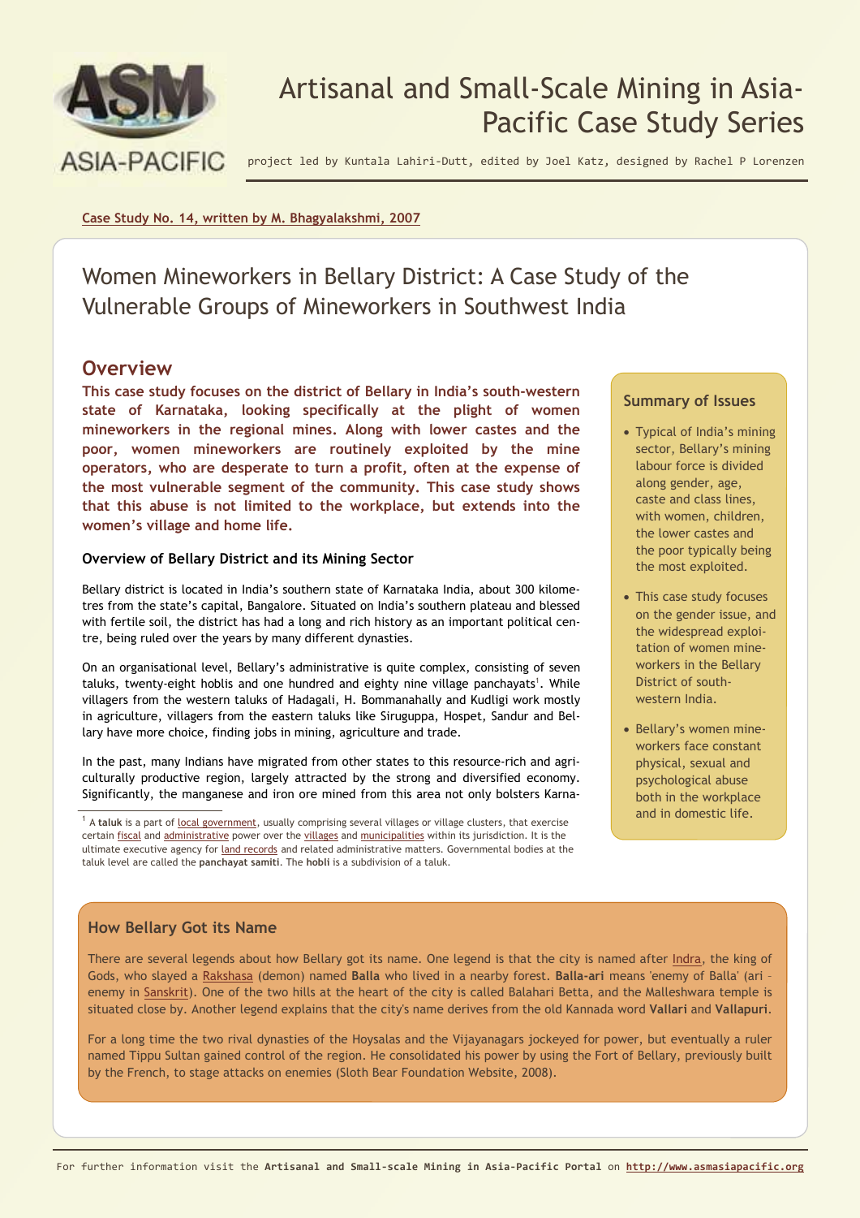# Artisanal and Small-Scale Mining in Asia-Pacific Case Study Series

project led by Kuntala Lahiri-Dutt, edited by Joel Katz, designed by Rachel P Lorenzen

Case Study No. 14, written by M. Bhagyalakshmi, 2007

# Women Mineworkers in Bellary District: A Case Study of the Vulnerable Groups of Mineworkers in Southwest India

## Overview

**This case study focuses on the district of Bellary in India's south-western state of Karnataka, looking specifically at the plight of women mineworkers in the regional mines. Along with lower castes and the poor, women mineworkers are routinely exploited by the mine operators, who are desperate to turn a profit, often at the expense of the most vulnerable segment of the community. This case study shows that this abuse is not limited to the workplace, but extends into the women's village and home life.**

### Overview of Bellary District and its Mining Sector

Bellary district is located in India's southern state of Karnataka India, about 300 kilometres from the state's capital, Bangalore. Situated on India's southern plateau and blessed with fertile soil, the district has had a long and rich history as an important political centre, being ruled over the years by many different dynasties.

On an organisational level, Bellary's administrative is quite complex, consisting of seven taluks, twenty-eight hoblis and one hundred and eighty nine village panchayats[1]. While villagers from the western taluks of Hadagali, H. Bommanahally and Kudligi work mostly in agriculture, villagers from the eastern taluks like Siruguppa, Hospet, Sandur and Bellary have more choice, finding jobs in mining, agriculture and trade.

In the past, many Indians have migrated from other states to this resource-rich and agriculturally productive region, largely attracted by the strong and diversified economy. Significantly, the manganese and iron ore mined from this area not only bolsters Karna-

[1] A **taluk** is a part of local government, usually comprising several villages or village clusters, that exercise certain fiscal and administrative power over the villages and municipalities within its jurisdiction. It is the ultimate executive agency for land records and related administrative matters. Governmental bodies at the taluk level are called the **panchayat samiti**. The **hobli** is a subdivision of a taluk.

### Summary of Issues

- Typical of India's mining sector, Bellary's mining labour force is divided along gender, age, caste and class lines, with women, children, the lower castes and the poor typically being the most exploited.
- This case study focuses on the gender issue, and the widespread exploitation of women mineworkers in the Bellary District of south-western India.
- Bellary's women mineworkers face constant physical, sexual and psychological abuse both in the workplace and in domestic life.

### How Bellary Got its Name

There are several legends about how Bellary got its name. One legend is that the city is named after Indra, the king of Gods, who slayed a Rakshasa (demon) named **Balla** who lived in a nearby forest. **Balla-ari** means 'enemy of Balla' (ari - enemy in Sanskrit). One of the two hills at the heart of the city is called Balahari Betta, and the Malleshwara temple is situated close by. Another legend explains that the city's name derives from the old Kannada word **Vallari** and **Vallapuri**.

For a long time the two rival dynasties of the Hoysalas and the Vijayanagars jockeyed for power, but eventually a ruler named Tippu Sultan gained control of the region. He consolidated his power by using the Fort of Bellary, previously built by the French, to stage attacks on enemies (Sloth Bear Foundation Website, 2008).

For further information visit the **Artisanal and Small-scale Mining in Asia-Pacific Portal** on **http://www.asmasiapacific.org**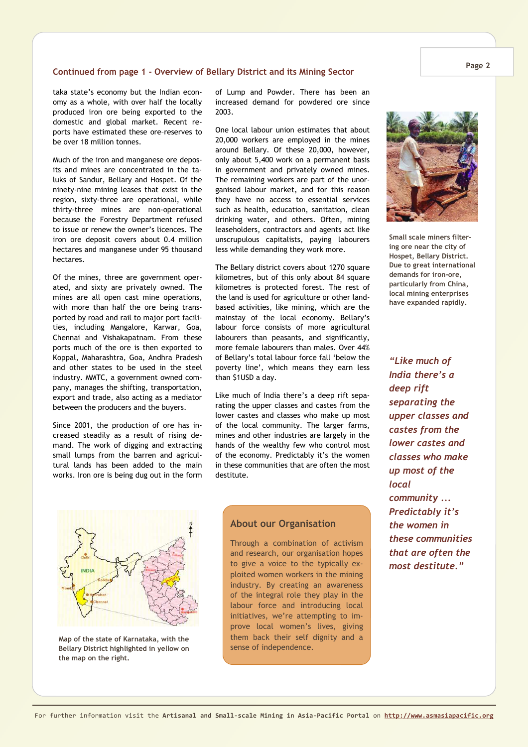## Continued from page 1 - Overview of Bellary District and its Mining Sector

taka state's economy but the Indian economy as a whole, with over half the locally produced iron ore being exported to the domestic and global market. Recent reports have estimated these ore-reserves to be over 18 million tonnes.

Much of the iron and manganese ore deposits and mines are concentrated in the taluks of Sandur, Bellary and Hospet. Of the ninety-nine mining leases that exist in the region, sixty-three are operational, while thirty-three mines are non-operational because the Forestry Department refused to issue or renew the owner's licences. The iron ore deposit covers about 0.4 million hectares and manganese under 95 thousand hectares.

Of the mines, three are government operated, and sixty are privately owned. The mines are all open cast mine operations, with more than half the ore being transported by road and rail to major port facilities, including Mangalore, Karwar, Goa, Chennai and Vishakapatnam. From these ports much of the ore is then exported to Koppal, Maharashtra, Goa, Andhra Pradesh and other states to be used in the steel industry. MMTC, a government owned company, manages the shifting, transportation, export and trade, also acting as a mediator between the producers and the buyers.

Since 2001, the production of ore has increased steadily as a result of rising demand. The work of digging and extracting small lumps from the barren and agricultural lands has been added to the main works. Iron ore is being dug out in the form of Lump and Powder. There has been an increased demand for powdered ore since 2003.

One local labour union estimates that about 20,000 workers are employed in the mines around Bellary. Of these 20,000, however, only about 5,400 work on a permanent basis in government and privately owned mines. The remaining workers are part of the unorganised labour market, and for this reason they have no access to essential services such as health, education, sanitation, clean drinking water, and others. Often, mining leaseholders, contractors and agents act like unscrupulous capitalists, paying labourers less while demanding they work more.

The Bellary district covers about 1270 square kilometres, but of this only about 84 square kilometres is protected forest. The rest of the land is used for agriculture or other land-based activities, like mining, which are the mainstay of the local economy. Bellary's labour force consists of more agricultural labourers than peasants, and significantly, more female labourers than males. Over 44% of Bellary's total labour force fall 'below the poverty line', which means they earn less than $1USD a day.

Like much of India there's a deep rift separating the upper classes and castes from the lower castes and classes who make up most of the local community. The larger farms, mines and other industries are largely in the hands of the wealthy few who control most of the economy. Predictably it's the women in these communities that are often the most destitute.

**Small scale miners filtering ore near the city of Hospet, Bellary District. Due to great international demands for iron-ore, particularly from China, local mining enterprises have expanded rapidly.**

*"Like much of India there's a deep rift separating the upper classes and castes from the lower castes and classes who make up most of the local community ... Predictably it's the women in these communities that are often the most destitute."*

**Map of the state of Karnataka, with the Bellary District highlighted in yellow on the map on the right.**

### About our Organisation

Through a combination of activism and research, our organisation hopes to give a voice to the typically exploited women workers in the mining industry. By creating an awareness of the integral role they play in the labour force and introducing local initiatives, we're attempting to improve local women's lives, giving them back their self dignity and a sense of independence.

For further information visit the **Artisanal and Small-scale Mining in Asia-Pacific Portal** on **http://www.asmasiapacific.org**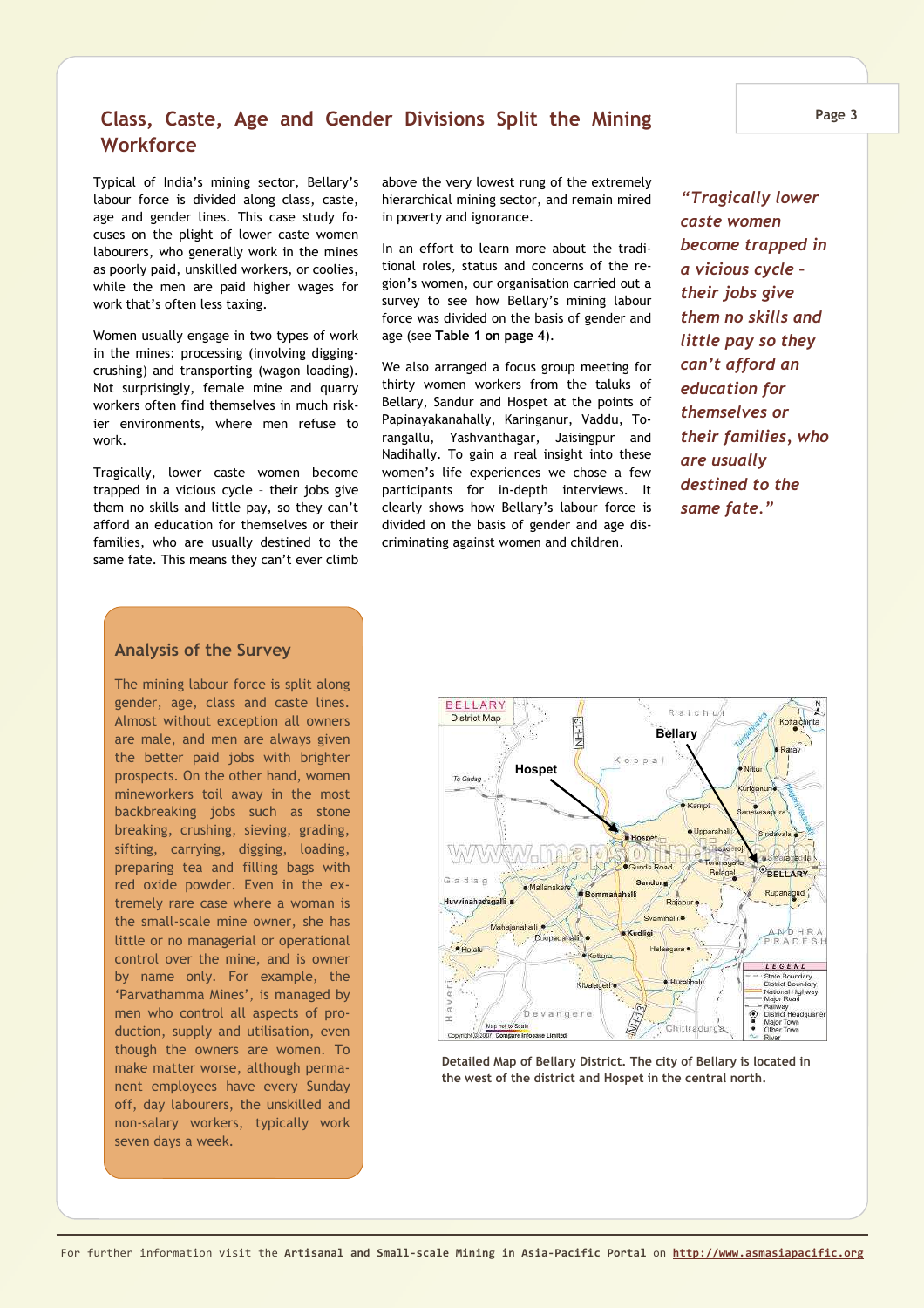## Class, Caste, Age and Gender Divisions Split the Mining Workforce

Typical of India's mining sector, Bellary's labour force is divided along class, caste, age and gender lines. This case study focuses on the plight of lower caste women labourers, who generally work in the mines as poorly paid, unskilled workers, or coolies, while the men are paid higher wages for work that's often less taxing.

Women usually engage in two types of work in the mines: processing (involving digging-crushing) and transporting (wagon loading). Not surprisingly, female mine and quarry workers often find themselves in much riskier environments, where men refuse to work.

Tragically, lower caste women become trapped in a vicious cycle – their jobs give them no skills and little pay, so they can't afford an education for themselves or their families, who are usually destined to the same fate. This means they can't ever climb above the very lowest rung of the extremely hierarchical mining sector, and remain mired in poverty and ignorance.

In an effort to learn more about the traditional roles, status and concerns of the region's women, our organisation carried out a survey to see how Bellary's mining labour force was divided on the basis of gender and age (see **Table 1 on page 4**).

We also arranged a focus group meeting for thirty women workers from the taluks of Bellary, Sandur and Hospet at the points of Papinayakanahally, Karinganur, Vaddu, Torangallu, Yashvanthagar, Jaisingpur and Nadihally. To gain a real insight into these women's life experiences we chose a few participants for in-depth interviews. It clearly shows how Bellary's labour force is divided on the basis of gender and age discriminating against women and children.

*"Tragically lower caste women become trapped in a vicious cycle - their jobs give them no skills and little pay so they can't afford an education for themselves or their families, who are usually destined to the same fate."*

### Analysis of the Survey

The mining labour force is split along gender, age, class and caste lines. Almost without exception all owners are male, and men are always given the better paid jobs with brighter prospects. On the other hand, women mineworkers toil away in the most backbreaking jobs such as stone breaking, crushing, sieving, grading, sifting, carrying, digging, loading, preparing tea and filling bags with red oxide powder. Even in the extremely rare case where a woman is the small-scale mine owner, she has little or no managerial or operational control over the mine, and is owner by name only. For example, the 'Parvathamma Mines', is managed by men who control all aspects of production, supply and utilisation, even though the owners are women. To make matter worse, although permanent employees have every Sunday off, day labourers, the unskilled and non-salary workers, typically work seven days a week.

Detailed Map of Bellary District. The city of Bellary is located in the west of the district and Hospet in the central north.

For further information visit the **Artisanal and Small-scale Mining in Asia-Pacific Portal** on **http://www.asmasiapacific.org**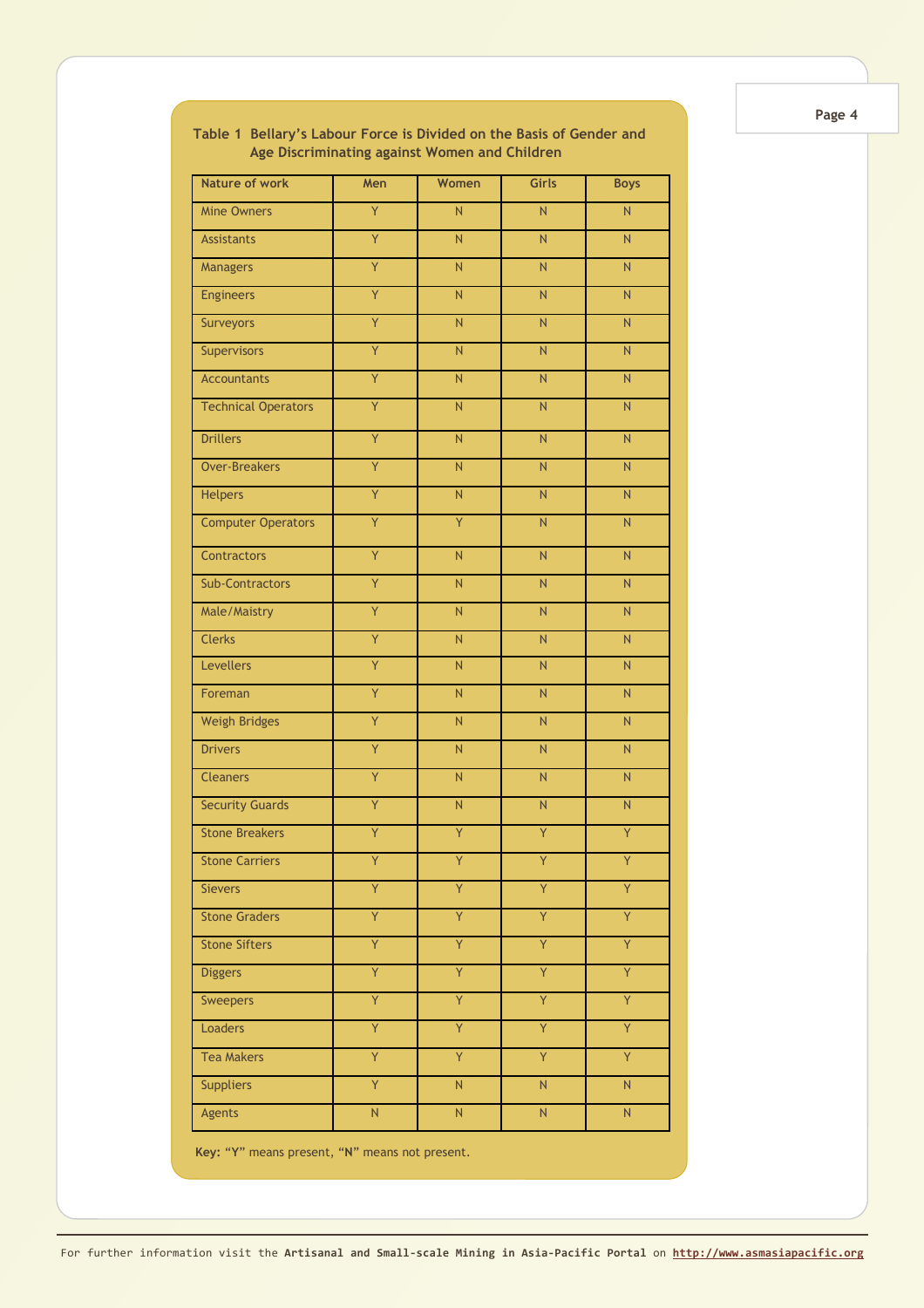**Table 1 Bellary's Labour Force is Divided on the Basis of Gender and Age Discriminating against Women and Children**

| Nature of work | Men | Women | Girls | Boys |
|---|---|---|---|---|
| Mine Owners | Y | N | N | N |
| Assistants | Y | N | N | N |
| Managers | Y | N | N | N |
| Engineers | Y | N | N | N |
| Surveyors | Y | N | N | N |
| Supervisors | Y | N | N | N |
| Accountants | Y | N | N | N |
| Technical Operators | Y | N | N | N |
| Drillers | Y | N | N | N |
| Over-Breakers | Y | N | N | N |
| Helpers | Y | N | N | N |
| Computer Operators | Y | Y | N | N |
| Contractors | Y | N | N | N |
| Sub-Contractors | Y | N | N | N |
| Male/Maistry | Y | N | N | N |
| Clerks | Y | N | N | N |
| Levellers | Y | N | N | N |
| Foreman | Y | N | N | N |
| Weigh Bridges | Y | N | N | N |
| Drivers | Y | N | N | N |
| Cleaners | Y | N | N | N |
| Security Guards | Y | N | N | N |
| Stone Breakers | Y | Y | Y | Y |
| Stone Carriers | Y | Y | Y | Y |
| Sievers | Y | Y | Y | Y |
| Stone Graders | Y | Y | Y | Y |
| Stone Sifters | Y | Y | Y | Y |
| Diggers | Y | Y | Y | Y |
| Sweepers | Y | Y | Y | Y |
| Loaders | Y | Y | Y | Y |
| Tea Makers | Y | Y | Y | Y |
| Suppliers | Y | N | N | N |
| Agents | N | N | N | N |

**Key:** "**Y**" means present, "**N**" means not present.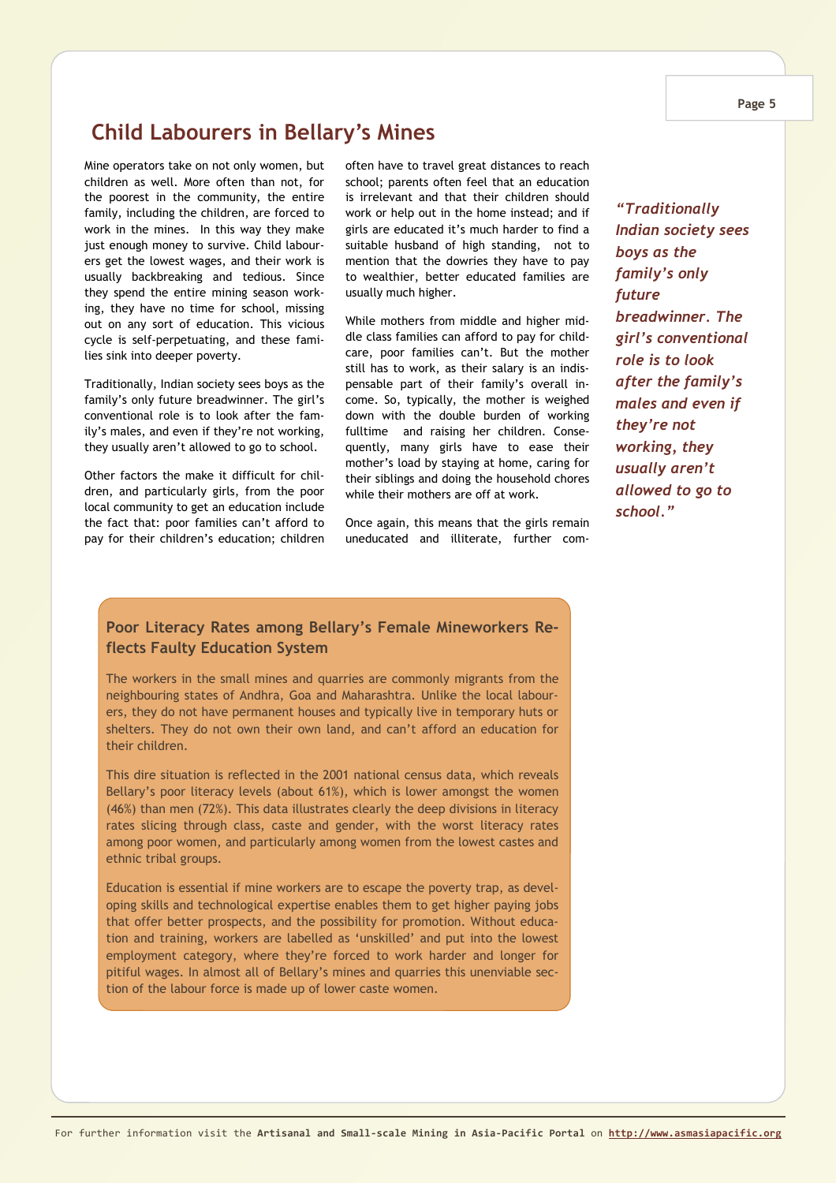## Child Labourers in Bellary's Mines

Mine operators take on not only women, but children as well. More often than not, for the poorest in the community, the entire family, including the children, are forced to work in the mines. In this way they make just enough money to survive. Child labourers get the lowest wages, and their work is usually backbreaking and tedious. Since they spend the entire mining season working, they have no time for school, missing out on any sort of education. This vicious cycle is self-perpetuating, and these families sink into deeper poverty.

Traditionally, Indian society sees boys as the family's only future breadwinner. The girl's conventional role is to look after the family's males, and even if they're not working, they usually aren't allowed to go to school.

Other factors the make it difficult for children, and particularly girls, from the poor local community to get an education include the fact that: poor families can't afford to pay for their children's education; children often have to travel great distances to reach school; parents often feel that an education is irrelevant and that their children should work or help out in the home instead; and if girls are educated it's much harder to find a suitable husband of high standing, not to mention that the dowries they have to pay to wealthier, better educated families are usually much higher.

While mothers from middle and higher middle class families can afford to pay for childcare, poor families can't. But the mother still has to work, as their salary is an indispensable part of their family's overall income. So, typically, the mother is weighed down with the double burden of working fulltime and raising her children. Consequently, many girls have to ease their mother's load by staying at home, caring for their siblings and doing the household chores while their mothers are off at work.

Once again, this means that the girls remain uneducated and illiterate, further com-

*"Traditionally Indian society sees boys as the family's only future breadwinner. The girl's conventional role is to look after the family's males and even if they're not working, they usually aren't allowed to go to school."*

### Poor Literacy Rates among Bellary's Female Mineworkers Reflects Faulty Education System

The workers in the small mines and quarries are commonly migrants from the neighbouring states of Andhra, Goa and Maharashtra. Unlike the local labourers, they do not have permanent houses and typically live in temporary huts or shelters. They do not own their own land, and can't afford an education for their children.

This dire situation is reflected in the 2001 national census data, which reveals Bellary's poor literacy levels (about 61%), which is lower amongst the women (46%) than men (72%). This data illustrates clearly the deep divisions in literacy rates slicing through class, caste and gender, with the worst literacy rates among poor women, and particularly among women from the lowest castes and ethnic tribal groups.

Education is essential if mine workers are to escape the poverty trap, as developing skills and technological expertise enables them to get higher paying jobs that offer better prospects, and the possibility for promotion. Without education and training, workers are labelled as 'unskilled' and put into the lowest employment category, where they're forced to work harder and longer for pitiful wages. In almost all of Bellary's mines and quarries this unenviable section of the labour force is made up of lower caste women.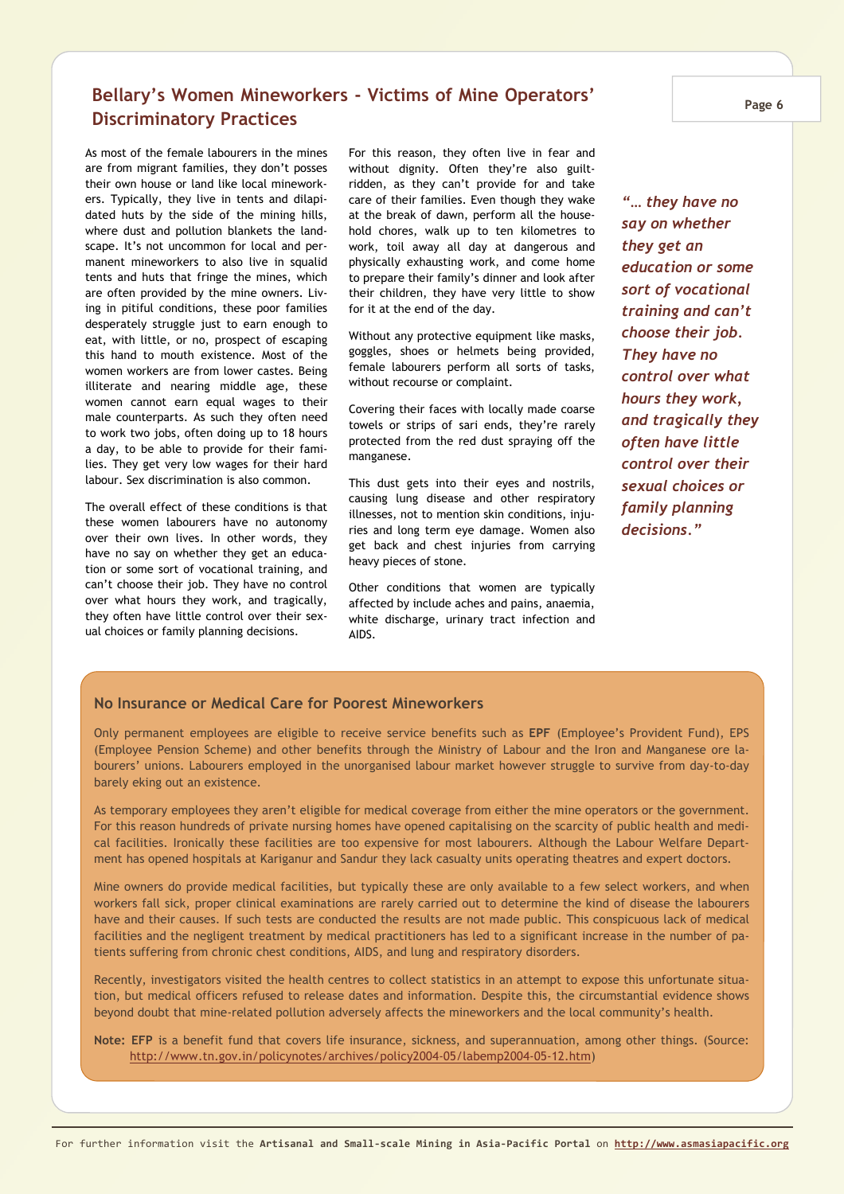## Bellary's Women Mineworkers - Victims of Mine Operators' Discriminatory Practices

As most of the female labourers in the mines are from migrant families, they don't posses their own house or land like local mineworkers. Typically, they live in tents and dilapidated huts by the side of the mining hills, where dust and pollution blankets the landscape. It's not uncommon for local and permanent mineworkers to also live in squalid tents and huts that fringe the mines, which are often provided by the mine owners. Living in pitiful conditions, these poor families desperately struggle just to earn enough to eat, with little, or no, prospect of escaping this hand to mouth existence. Most of the women workers are from lower castes. Being illiterate and nearing middle age, these women cannot earn equal wages to their male counterparts. As such they often need to work two jobs, often doing up to 18 hours a day, to be able to provide for their families. They get very low wages for their hard labour. Sex discrimination is also common.

The overall effect of these conditions is that these women labourers have no autonomy over their own lives. In other words, they have no say on whether they get an education or some sort of vocational training, and can't choose their job. They have no control over what hours they work, and tragically, they often have little control over their sexual choices or family planning decisions.

For this reason, they often live in fear and without dignity. Often they're also guilt-ridden, as they can't provide for and take care of their families. Even though they wake at the break of dawn, perform all the household chores, walk up to ten kilometres to work, toil away all day at dangerous and physically exhausting work, and come home to prepare their family's dinner and look after their children, they have very little to show for it at the end of the day.

Without any protective equipment like masks, goggles, shoes or helmets being provided, female labourers perform all sorts of tasks, without recourse or complaint.

Covering their faces with locally made coarse towels or strips of sari ends, they're rarely protected from the red dust spraying off the manganese.

This dust gets into their eyes and nostrils, causing lung disease and other respiratory illnesses, not to mention skin conditions, injuries and long term eye damage. Women also get back and chest injuries from carrying heavy pieces of stone.

Other conditions that women are typically affected by include aches and pains, anaemia, white discharge, urinary tract infection and AIDS.

> ***"… they have no say on whether they get an education or some sort of vocational training and can't choose their job. They have no control over what hours they work, and tragically they often have little control over their sexual choices or family planning decisions."***

### No Insurance or Medical Care for Poorest Mineworkers

Only permanent employees are eligible to receive service benefits such as **EPF** (Employee's Provident Fund), EPS (Employee Pension Scheme) and other benefits through the Ministry of Labour and the Iron and Manganese ore labourers' unions. Labourers employed in the unorganised labour market however struggle to survive from day-to-day barely eking out an existence.

As temporary employees they aren't eligible for medical coverage from either the mine operators or the government. For this reason hundreds of private nursing homes have opened capitalising on the scarcity of public health and medical facilities. Ironically these facilities are too expensive for most labourers. Although the Labour Welfare Department has opened hospitals at Kariganur and Sandur they lack casualty units operating theatres and expert doctors.

Mine owners do provide medical facilities, but typically these are only available to a few select workers, and when workers fall sick, proper clinical examinations are rarely carried out to determine the kind of disease the labourers have and their causes. If such tests are conducted the results are not made public. This conspicuous lack of medical facilities and the negligent treatment by medical practitioners has led to a significant increase in the number of patients suffering from chronic chest conditions, AIDS, and lung and respiratory disorders.

Recently, investigators visited the health centres to collect statistics in an attempt to expose this unfortunate situation, but medical officers refused to release dates and information. Despite this, the circumstantial evidence shows beyond doubt that mine-related pollution adversely affects the mineworkers and the local community's health.

**Note:** **EFP** is a benefit fund that covers life insurance, sickness, and superannuation, among other things. (Source: http://www.tn.gov.in/policynotes/archives/policy2004-05/labemp2004-05-12.htm)

For further information visit the **Artisanal and Small-scale Mining in Asia-Pacific Portal** on **http://www.asmasiapacific.org**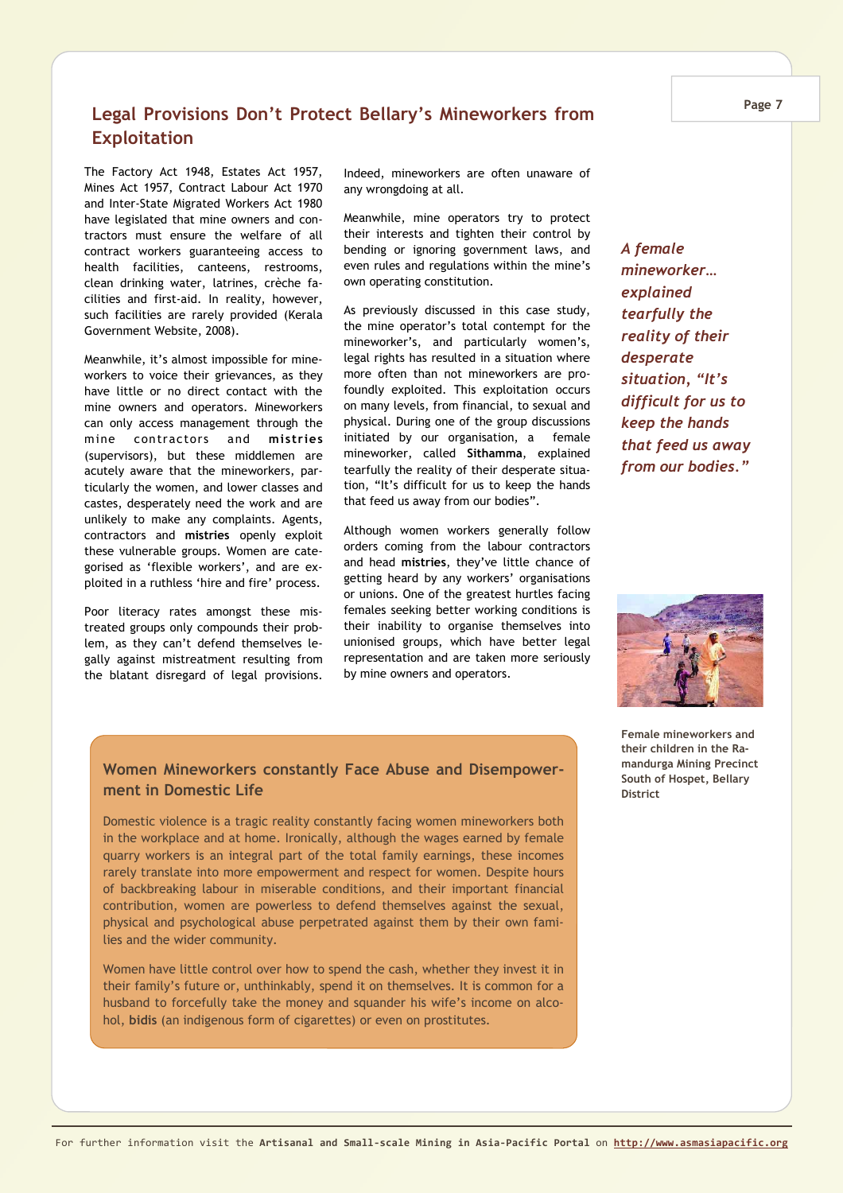## Legal Provisions Don't Protect Bellary's Mineworkers from Exploitation

The Factory Act 1948, Estates Act 1957, Mines Act 1957, Contract Labour Act 1970 and Inter-State Migrated Workers Act 1980 have legislated that mine owners and contractors must ensure the welfare of all contract workers guaranteeing access to health facilities, canteens, restrooms, clean drinking water, latrines, crèche facilities and first-aid. In reality, however, such facilities are rarely provided (Kerala Government Website, 2008).

Meanwhile, it's almost impossible for mineworkers to voice their grievances, as they have little or no direct contact with the mine owners and operators. Mineworkers can only access management through the mine contractors and **mistries** (supervisors), but these middlemen are acutely aware that the mineworkers, particularly the women, and lower classes and castes, desperately need the work and are unlikely to make any complaints. Agents, contractors and **mistries** openly exploit these vulnerable groups. Women are categorised as 'flexible workers', and are exploited in a ruthless 'hire and fire' process.

Poor literacy rates amongst these mistreated groups only compounds their problem, as they can't defend themselves legally against mistreatment resulting from the blatant disregard of legal provisions. Indeed, mineworkers are often unaware of any wrongdoing at all.

Meanwhile, mine operators try to protect their interests and tighten their control by bending or ignoring government laws, and even rules and regulations within the mine's own operating constitution.

As previously discussed in this case study, the mine operator's total contempt for the mineworker's, and particularly women's, legal rights has resulted in a situation where more often than not mineworkers are profoundly exploited. This exploitation occurs on many levels, from financial, to sexual and physical. During one of the group discussions initiated by our organisation, a female mineworker, called **Sithamma**, explained tearfully the reality of their desperate situation, "It's difficult for us to keep the hands that feed us away from our bodies".

Although women workers generally follow orders coming from the labour contractors and head **mistries**, they've little chance of getting heard by any workers' organisations or unions. One of the greatest hurtles facing females seeking better working conditions is their inability to organise themselves into unionised groups, which have better legal representation and are taken more seriously by mine owners and operators.

***A female mineworker… explained tearfully the reality of their desperate situation, "It's difficult for us to keep the hands that feed us away from our bodies."***

**Female mineworkers and their children in the Ramandurga Mining Precinct South of Hospet, Bellary District**

### Women Mineworkers constantly Face Abuse and Disempowerment in Domestic Life

Domestic violence is a tragic reality constantly facing women mineworkers both in the workplace and at home. Ironically, although the wages earned by female quarry workers is an integral part of the total family earnings, these incomes rarely translate into more empowerment and respect for women. Despite hours of backbreaking labour in miserable conditions, and their important financial contribution, women are powerless to defend themselves against the sexual, physical and psychological abuse perpetrated against them by their own families and the wider community.

Women have little control over how to spend the cash, whether they invest it in their family's future or, unthinkably, spend it on themselves. It is common for a husband to forcefully take the money and squander his wife's income on alcohol, **bidis** (an indigenous form of cigarettes) or even on prostitutes.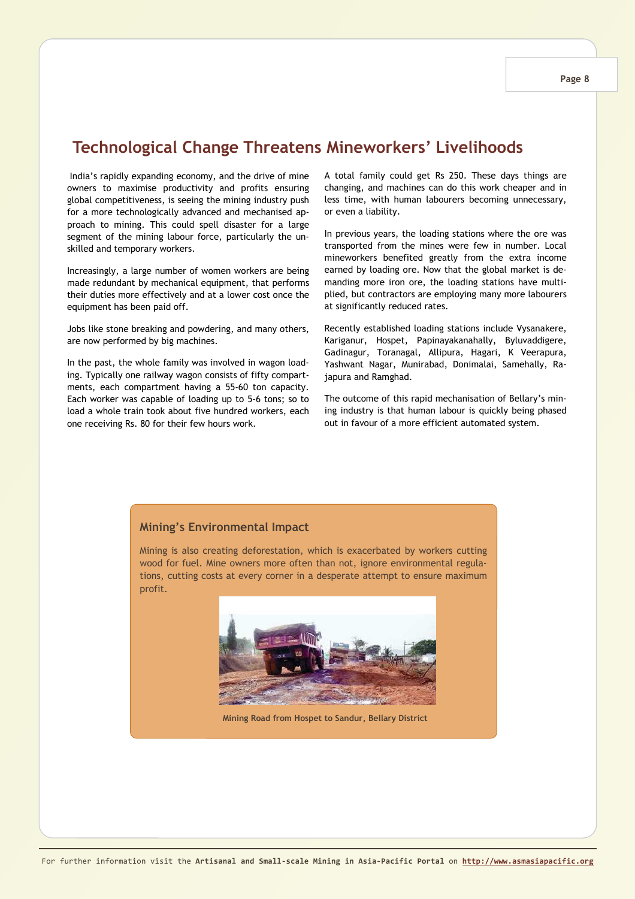# Technological Change Threatens Mineworkers' Livelihoods

India's rapidly expanding economy, and the drive of mine owners to maximise productivity and profits ensuring global competitiveness, is seeing the mining industry push for a more technologically advanced and mechanised approach to mining. This could spell disaster for a large segment of the mining labour force, particularly the unskilled and temporary workers.

Increasingly, a large number of women workers are being made redundant by mechanical equipment, that performs their duties more effectively and at a lower cost once the equipment has been paid off.

Jobs like stone breaking and powdering, and many others, are now performed by big machines.

In the past, the whole family was involved in wagon loading. Typically one railway wagon consists of fifty compartments, each compartment having a 55-60 ton capacity. Each worker was capable of loading up to 5-6 tons; so to load a whole train took about five hundred workers, each one receiving Rs. 80 for their few hours work.

A total family could get Rs 250. These days things are changing, and machines can do this work cheaper and in less time, with human labourers becoming unnecessary, or even a liability.

In previous years, the loading stations where the ore was transported from the mines were few in number. Local mineworkers benefited greatly from the extra income earned by loading ore. Now that the global market is demanding more iron ore, the loading stations have multiplied, but contractors are employing many more labourers at significantly reduced rates.

Recently established loading stations include Vysanakere, Kariganur, Hospet, Papinayakanahally, Byluvaddigere, Gadinagur, Toranagal, Allipura, Hagari, K Veerapura, Yashwant Nagar, Munirabad, Donimalai, Samehally, Rajapura and Ramghad.

The outcome of this rapid mechanisation of Bellary's mining industry is that human labour is quickly being phased out in favour of a more efficient automated system.

### Mining's Environmental Impact

Mining is also creating deforestation, which is exacerbated by workers cutting wood for fuel. Mine owners more often than not, ignore environmental regulations, cutting costs at every corner in a desperate attempt to ensure maximum profit.

Mining Road from Hospet to Sandur, Bellary District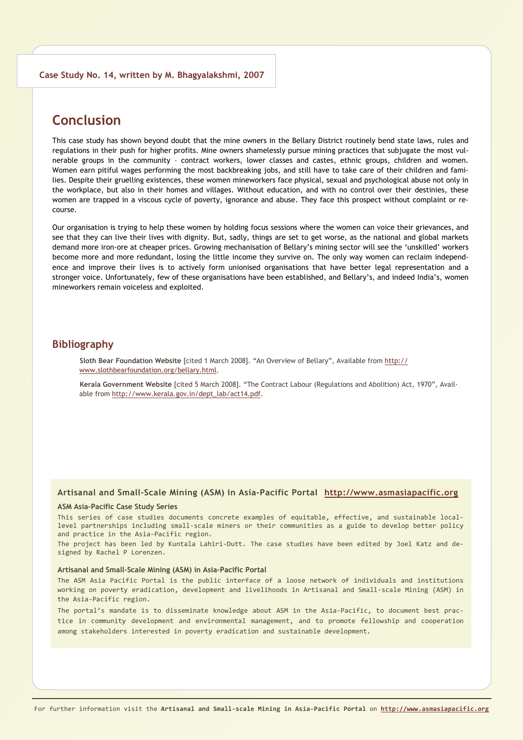Case Study No. 14, written by M. Bhagyalakshmi, 2007

## Conclusion

This case study has shown beyond doubt that the mine owners in the Bellary District routinely bend state laws, rules and regulations in their push for higher profits. Mine owners shamelessly pursue mining practices that subjugate the most vulnerable groups in the community – contract workers, lower classes and castes, ethnic groups, children and women. Women earn pitiful wages performing the most backbreaking jobs, and still have to take care of their children and families. Despite their gruelling existences, these women mineworkers face physical, sexual and psychological abuse not only in the workplace, but also in their homes and villages. Without education, and with no control over their destinies, these women are trapped in a viscous cycle of poverty, ignorance and abuse. They face this prospect without complaint or recourse.

Our organisation is trying to help these women by holding focus sessions where the women can voice their grievances, and see that they can live their lives with dignity. But, sadly, things are set to get worse, as the national and global markets demand more iron-ore at cheaper prices. Growing mechanisation of Bellary's mining sector will see the 'unskilled' workers become more and more redundant, losing the little income they survive on. The only way women can reclaim independence and improve their lives is to actively form unionised organisations that have better legal representation and a stronger voice. Unfortunately, few of these organisations have been established, and Bellary's, and indeed India's, women mineworkers remain voiceless and exploited.

## Bibliography

**Sloth Bear Foundation Website** [cited 1 March 2008]. "An Overview of Bellary", Available from http://www.slothbearfoundation.org/bellary.html.

**Kerala Government Website** [cited 5 March 2008]. "The Contract Labour (Regulations and Abolition) Act, 1970", Available from http://www.kerala.gov.in/dept_lab/act14.pdf.

### Artisanal and Small-Scale Mining (ASM) in Asia-Pacific Portal http://www.asmasiapacific.org

**ASM Asia-Pacific Case Study Series**

This series of case studies documents concrete examples of equitable, effective, and sustainable local-level partnerships including small-scale miners or their communities as a guide to develop better policy and practice in the Asia-Pacific region.

The project has been led by Kuntala Lahiri-Dutt. The case studies have been edited by Joel Katz and designed by Rachel P Lorenzen.

**Artisanal and Small-Scale Mining (ASM) in Asia-Pacific Portal**

The ASM Asia Pacific Portal is the public interface of a loose network of individuals and institutions working on poverty eradication, development and livelihoods in Artisanal and Small-scale Mining (ASM) in the Asia-Pacific region.

The portal's mandate is to disseminate knowledge about ASM in the Asia-Pacific, to document best practice in community development and environmental management, and to promote fellowship and cooperation among stakeholders interested in poverty eradication and sustainable development.